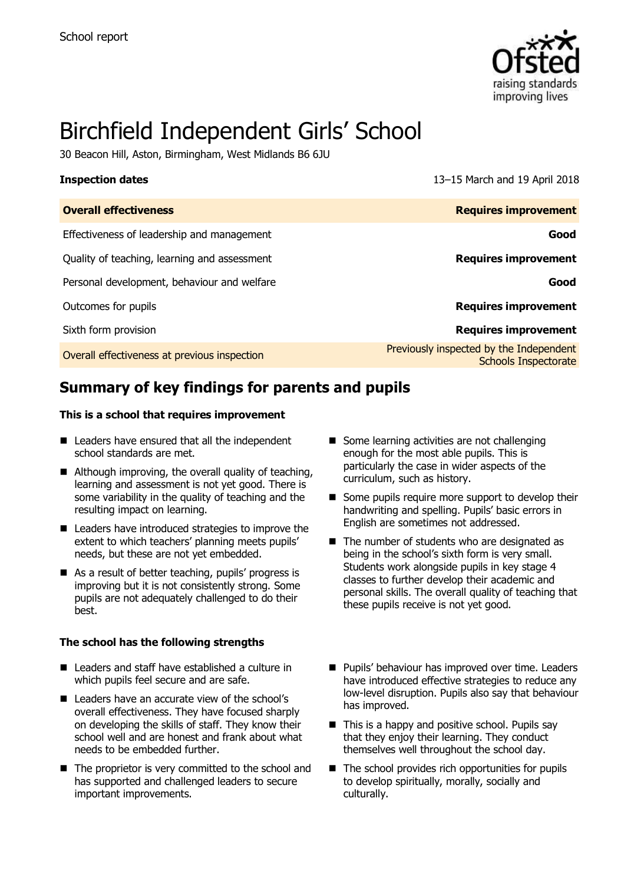School report

# Birchfield Independent Girls' School

30 Beacon Hill, Aston, Birmingham, West Midlands B6 6JU

| **Inspection dates** | 13–15 March and 19 April 2018 |
| --- | --- |
| **Overall effectiveness** | **Requires improvement** |
| Effectiveness of leadership and management | **Good** |
| Quality of teaching, learning and assessment | **Requires improvement** |
| Personal development, behaviour and welfare | **Good** |
| Outcomes for pupils | **Requires improvement** |
| Sixth form provision | **Requires improvement** |
| Overall effectiveness at previous inspection | Previously inspected by the Independent Schools Inspectorate |

## Summary of key findings for parents and pupils

### This is a school that requires improvement

- Leaders have ensured that all the independent school standards are met.
- Although improving, the overall quality of teaching, learning and assessment is not yet good. There is some variability in the quality of teaching and the resulting impact on learning.
- Leaders have introduced strategies to improve the extent to which teachers' planning meets pupils' needs, but these are not yet embedded.
- As a result of better teaching, pupils' progress is improving but it is not consistently strong. Some pupils are not adequately challenged to do their best.
- Some learning activities are not challenging enough for the most able pupils. This is particularly the case in wider aspects of the curriculum, such as history.
- Some pupils require more support to develop their handwriting and spelling. Pupils' basic errors in English are sometimes not addressed.
- The number of students who are designated as being in the school's sixth form is very small. Students work alongside pupils in key stage 4 classes to further develop their academic and personal skills. The overall quality of teaching that these pupils receive is not yet good.

### The school has the following strengths

- Leaders and staff have established a culture in which pupils feel secure and are safe.
- Leaders have an accurate view of the school's overall effectiveness. They have focused sharply on developing the skills of staff. They know their school well and are honest and frank about what needs to be embedded further.
- The proprietor is very committed to the school and has supported and challenged leaders to secure important improvements.
- Pupils' behaviour has improved over time. Leaders have introduced effective strategies to reduce any low-level disruption. Pupils also say that behaviour has improved.
- This is a happy and positive school. Pupils say that they enjoy their learning. They conduct themselves well throughout the school day.
- The school provides rich opportunities for pupils to develop spiritually, morally, socially and culturally.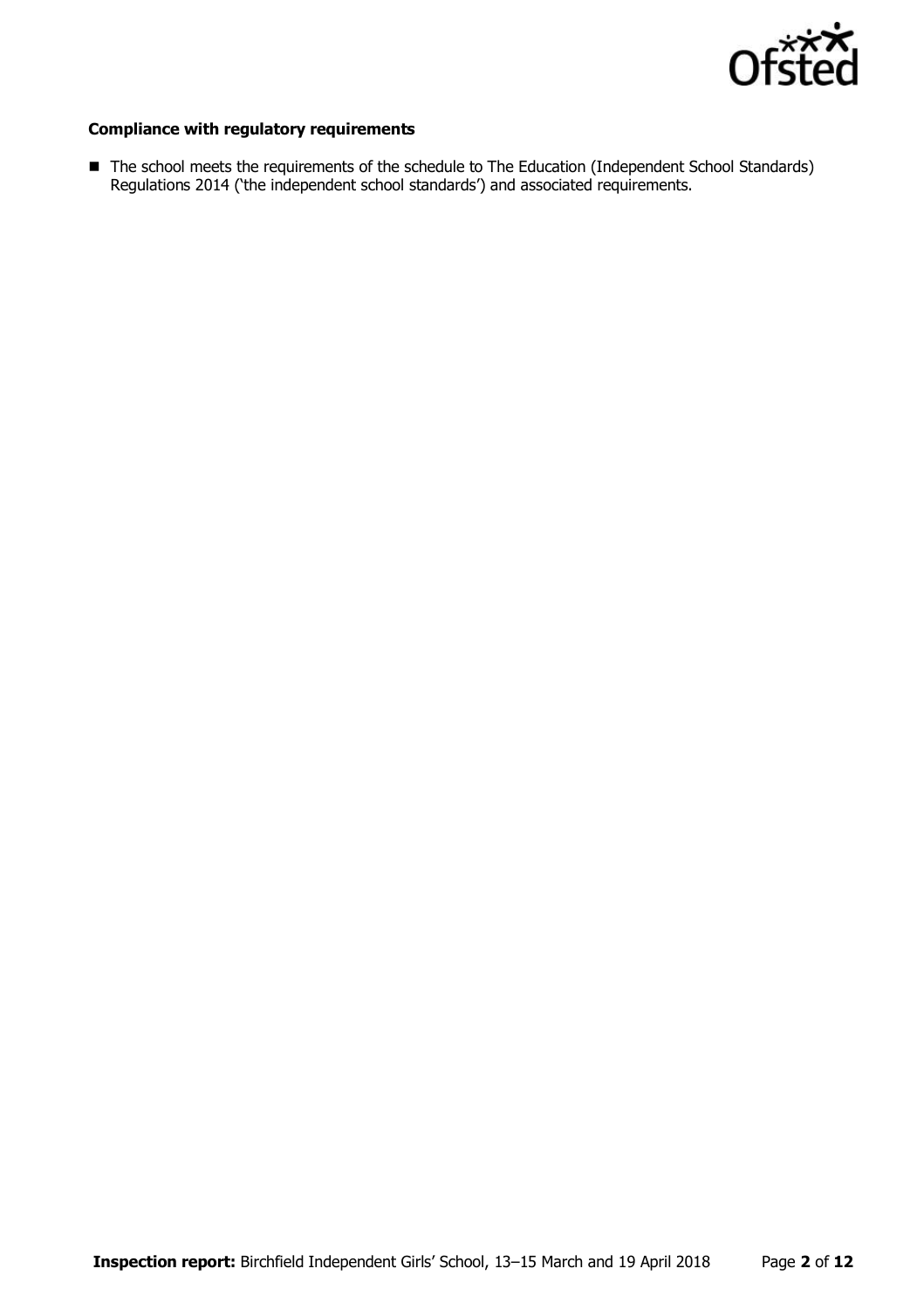**Compliance with regulatory requirements**

- The school meets the requirements of the schedule to The Education (Independent School Standards) Regulations 2014 ('the independent school standards') and associated requirements.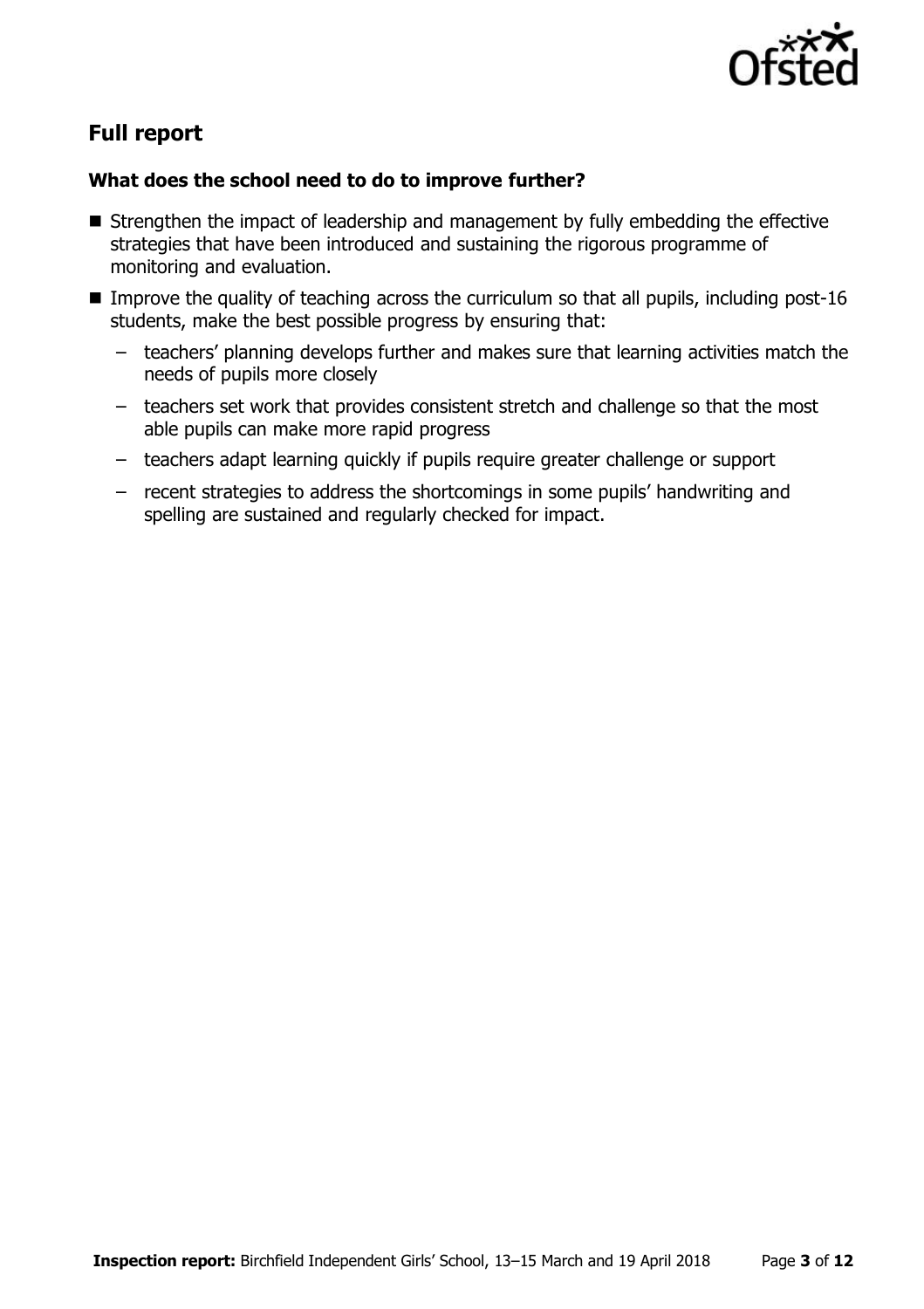## Full report

### What does the school need to do to improve further?

- Strengthen the impact of leadership and management by fully embedding the effective strategies that have been introduced and sustaining the rigorous programme of monitoring and evaluation.
- Improve the quality of teaching across the curriculum so that all pupils, including post-16 students, make the best possible progress by ensuring that:
  - teachers' planning develops further and makes sure that learning activities match the needs of pupils more closely
  - teachers set work that provides consistent stretch and challenge so that the most able pupils can make more rapid progress
  - teachers adapt learning quickly if pupils require greater challenge or support
  - recent strategies to address the shortcomings in some pupils' handwriting and spelling are sustained and regularly checked for impact.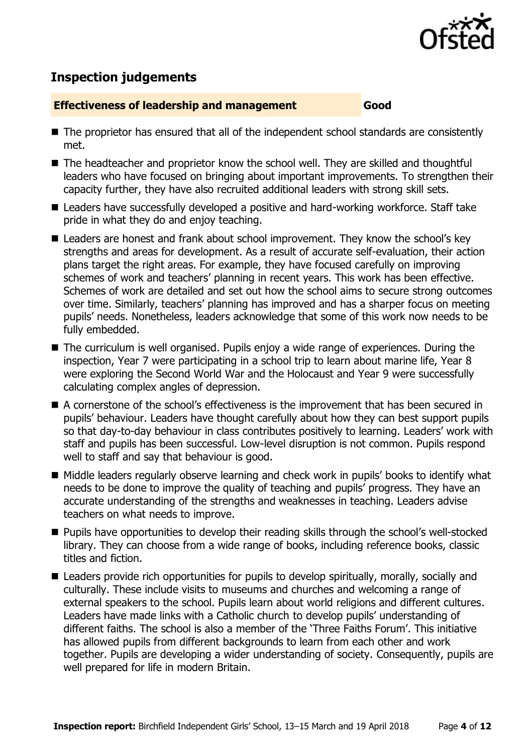## Inspection judgements

| Effectiveness of leadership and management | Good |
| --- | --- |

- The proprietor has ensured that all of the independent school standards are consistently met.
- The headteacher and proprietor know the school well. They are skilled and thoughtful leaders who have focused on bringing about important improvements. To strengthen their capacity further, they have also recruited additional leaders with strong skill sets.
- Leaders have successfully developed a positive and hard-working workforce. Staff take pride in what they do and enjoy teaching.
- Leaders are honest and frank about school improvement. They know the school's key strengths and areas for development. As a result of accurate self-evaluation, their action plans target the right areas. For example, they have focused carefully on improving schemes of work and teachers' planning in recent years. This work has been effective. Schemes of work are detailed and set out how the school aims to secure strong outcomes over time. Similarly, teachers' planning has improved and has a sharper focus on meeting pupils' needs. Nonetheless, leaders acknowledge that some of this work now needs to be fully embedded.
- The curriculum is well organised. Pupils enjoy a wide range of experiences. During the inspection, Year 7 were participating in a school trip to learn about marine life, Year 8 were exploring the Second World War and the Holocaust and Year 9 were successfully calculating complex angles of depression.
- A cornerstone of the school's effectiveness is the improvement that has been secured in pupils' behaviour. Leaders have thought carefully about how they can best support pupils so that day-to-day behaviour in class contributes positively to learning. Leaders' work with staff and pupils has been successful. Low-level disruption is not common. Pupils respond well to staff and say that behaviour is good.
- Middle leaders regularly observe learning and check work in pupils' books to identify what needs to be done to improve the quality of teaching and pupils' progress. They have an accurate understanding of the strengths and weaknesses in teaching. Leaders advise teachers on what needs to improve.
- Pupils have opportunities to develop their reading skills through the school's well-stocked library. They can choose from a wide range of books, including reference books, classic titles and fiction.
- Leaders provide rich opportunities for pupils to develop spiritually, morally, socially and culturally. These include visits to museums and churches and welcoming a range of external speakers to the school. Pupils learn about world religions and different cultures. Leaders have made links with a Catholic church to develop pupils' understanding of different faiths. The school is also a member of the 'Three Faiths Forum'. This initiative has allowed pupils from different backgrounds to learn from each other and work together. Pupils are developing a wider understanding of society. Consequently, pupils are well prepared for life in modern Britain.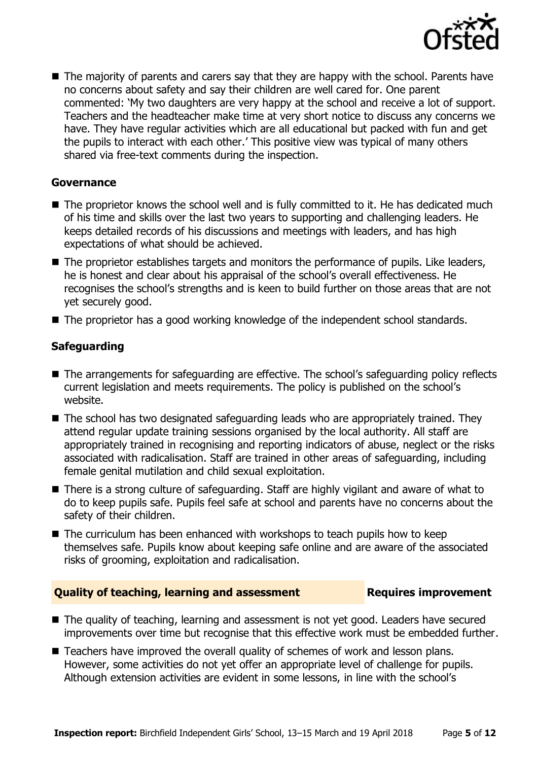- The majority of parents and carers say that they are happy with the school. Parents have no concerns about safety and say their children are well cared for. One parent commented: 'My two daughters are very happy at the school and receive a lot of support. Teachers and the headteacher make time at very short notice to discuss any concerns we have. They have regular activities which are all educational but packed with fun and get the pupils to interact with each other.' This positive view was typical of many others shared via free-text comments during the inspection.

### Governance

- The proprietor knows the school well and is fully committed to it. He has dedicated much of his time and skills over the last two years to supporting and challenging leaders. He keeps detailed records of his discussions and meetings with leaders, and has high expectations of what should be achieved.
- The proprietor establishes targets and monitors the performance of pupils. Like leaders, he is honest and clear about his appraisal of the school's overall effectiveness. He recognises the school's strengths and is keen to build further on those areas that are not yet securely good.
- The proprietor has a good working knowledge of the independent school standards.

### Safeguarding

- The arrangements for safeguarding are effective. The school's safeguarding policy reflects current legislation and meets requirements. The policy is published on the school's website.
- The school has two designated safeguarding leads who are appropriately trained. They attend regular update training sessions organised by the local authority. All staff are appropriately trained in recognising and reporting indicators of abuse, neglect or the risks associated with radicalisation. Staff are trained in other areas of safeguarding, including female genital mutilation and child sexual exploitation.
- There is a strong culture of safeguarding. Staff are highly vigilant and aware of what to do to keep pupils safe. Pupils feel safe at school and parents have no concerns about the safety of their children.
- The curriculum has been enhanced with workshops to teach pupils how to keep themselves safe. Pupils know about keeping safe online and are aware of the associated risks of grooming, exploitation and radicalisation.

## Quality of teaching, learning and assessment — Requires improvement

- The quality of teaching, learning and assessment is not yet good. Leaders have secured improvements over time but recognise that this effective work must be embedded further.
- Teachers have improved the overall quality of schemes of work and lesson plans. However, some activities do not yet offer an appropriate level of challenge for pupils. Although extension activities are evident in some lessons, in line with the school's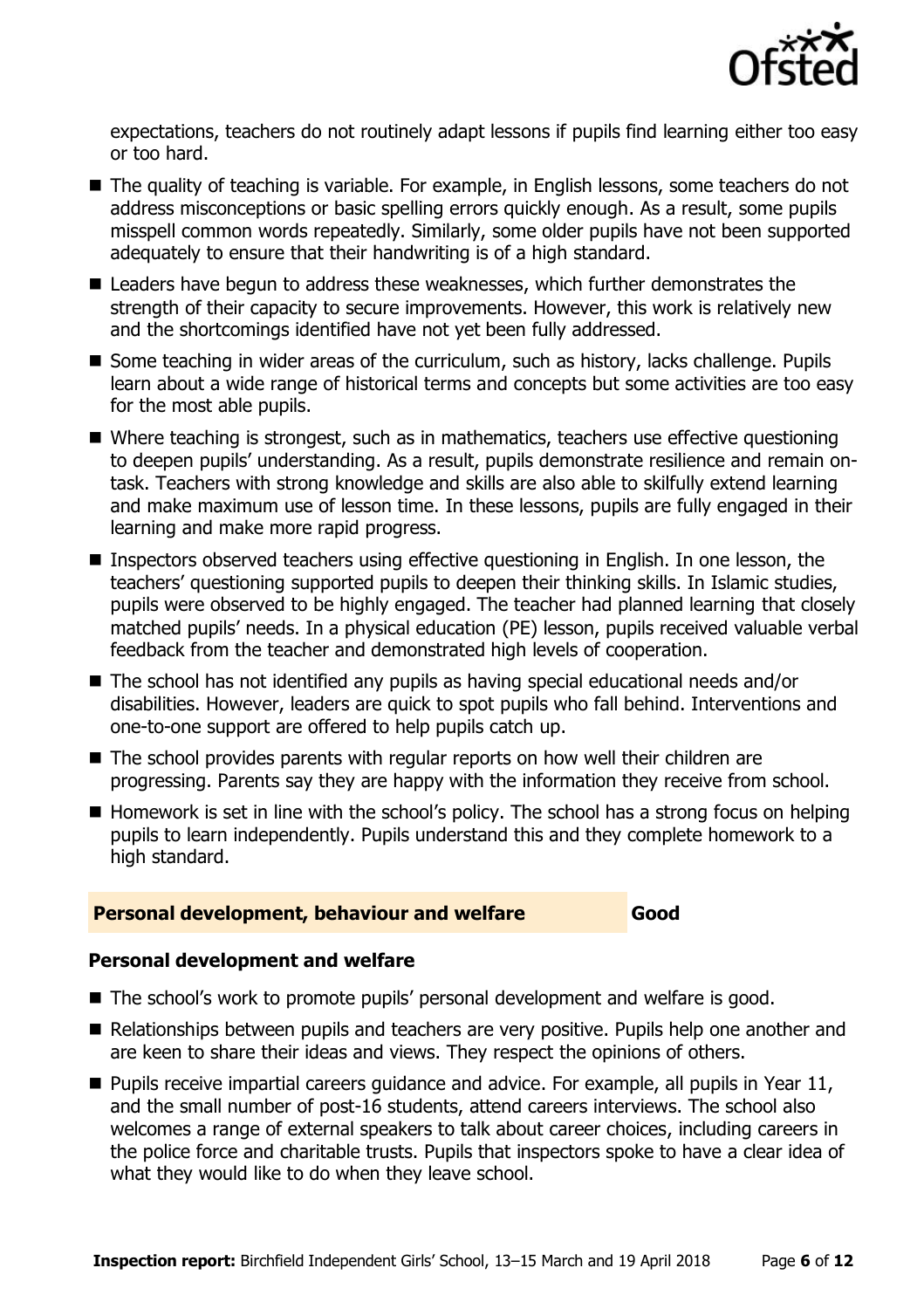expectations, teachers do not routinely adapt lessons if pupils find learning either too easy or too hard.

- The quality of teaching is variable. For example, in English lessons, some teachers do not address misconceptions or basic spelling errors quickly enough. As a result, some pupils misspell common words repeatedly. Similarly, some older pupils have not been supported adequately to ensure that their handwriting is of a high standard.
- Leaders have begun to address these weaknesses, which further demonstrates the strength of their capacity to secure improvements. However, this work is relatively new and the shortcomings identified have not yet been fully addressed.
- Some teaching in wider areas of the curriculum, such as history, lacks challenge. Pupils learn about a wide range of historical terms and concepts but some activities are too easy for the most able pupils.
- Where teaching is strongest, such as in mathematics, teachers use effective questioning to deepen pupils' understanding. As a result, pupils demonstrate resilience and remain on-task. Teachers with strong knowledge and skills are also able to skilfully extend learning and make maximum use of lesson time. In these lessons, pupils are fully engaged in their learning and make more rapid progress.
- Inspectors observed teachers using effective questioning in English. In one lesson, the teachers' questioning supported pupils to deepen their thinking skills. In Islamic studies, pupils were observed to be highly engaged. The teacher had planned learning that closely matched pupils' needs. In a physical education (PE) lesson, pupils received valuable verbal feedback from the teacher and demonstrated high levels of cooperation.
- The school has not identified any pupils as having special educational needs and/or disabilities. However, leaders are quick to spot pupils who fall behind. Interventions and one-to-one support are offered to help pupils catch up.
- The school provides parents with regular reports on how well their children are progressing. Parents say they are happy with the information they receive from school.
- Homework is set in line with the school's policy. The school has a strong focus on helping pupils to learn independently. Pupils understand this and they complete homework to a high standard.

## Personal development, behaviour and welfare — Good

### Personal development and welfare

- The school's work to promote pupils' personal development and welfare is good.
- Relationships between pupils and teachers are very positive. Pupils help one another and are keen to share their ideas and views. They respect the opinions of others.
- Pupils receive impartial careers guidance and advice. For example, all pupils in Year 11, and the small number of post-16 students, attend careers interviews. The school also welcomes a range of external speakers to talk about career choices, including careers in the police force and charitable trusts. Pupils that inspectors spoke to have a clear idea of what they would like to do when they leave school.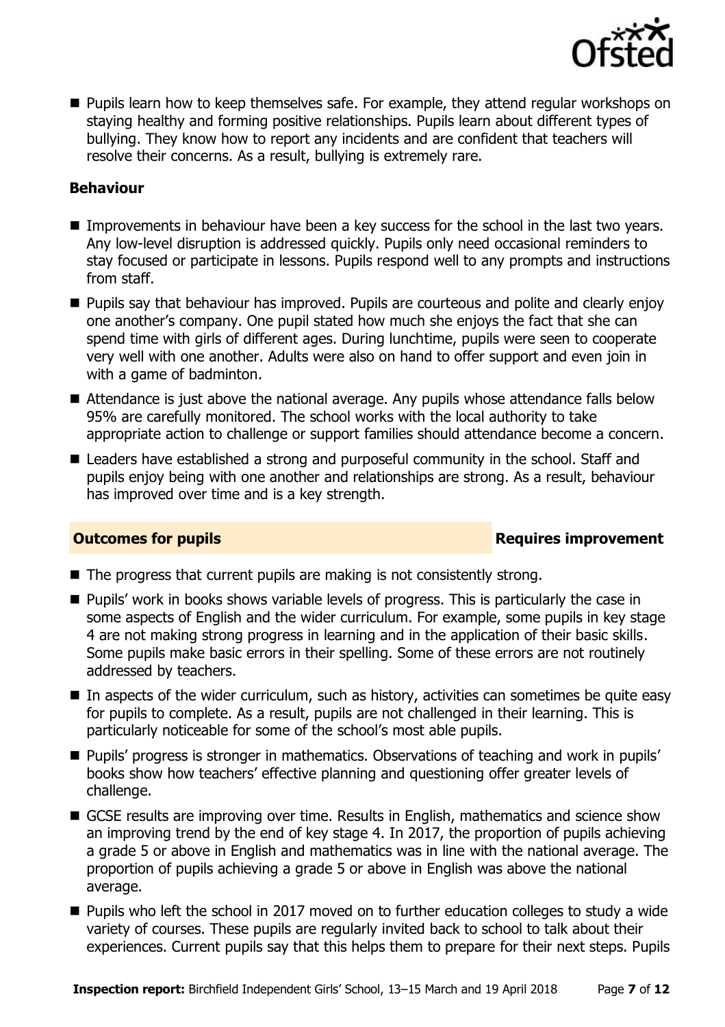- Pupils learn how to keep themselves safe. For example, they attend regular workshops on staying healthy and forming positive relationships. Pupils learn about different types of bullying. They know how to report any incidents and are confident that teachers will resolve their concerns. As a result, bullying is extremely rare.

**Behaviour**

- Improvements in behaviour have been a key success for the school in the last two years. Any low-level disruption is addressed quickly. Pupils only need occasional reminders to stay focused or participate in lessons. Pupils respond well to any prompts and instructions from staff.
- Pupils say that behaviour has improved. Pupils are courteous and polite and clearly enjoy one another's company. One pupil stated how much she enjoys the fact that she can spend time with girls of different ages. During lunchtime, pupils were seen to cooperate very well with one another. Adults were also on hand to offer support and even join in with a game of badminton.
- Attendance is just above the national average. Any pupils whose attendance falls below 95% are carefully monitored. The school works with the local authority to take appropriate action to challenge or support families should attendance become a concern.
- Leaders have established a strong and purposeful community in the school. Staff and pupils enjoy being with one another and relationships are strong. As a result, behaviour has improved over time and is a key strength.

## Outcomes for pupils — Requires improvement

- The progress that current pupils are making is not consistently strong.
- Pupils' work in books shows variable levels of progress. This is particularly the case in some aspects of English and the wider curriculum. For example, some pupils in key stage 4 are not making strong progress in learning and in the application of their basic skills. Some pupils make basic errors in their spelling. Some of these errors are not routinely addressed by teachers.
- In aspects of the wider curriculum, such as history, activities can sometimes be quite easy for pupils to complete. As a result, pupils are not challenged in their learning. This is particularly noticeable for some of the school's most able pupils.
- Pupils' progress is stronger in mathematics. Observations of teaching and work in pupils' books show how teachers' effective planning and questioning offer greater levels of challenge.
- GCSE results are improving over time. Results in English, mathematics and science show an improving trend by the end of key stage 4. In 2017, the proportion of pupils achieving a grade 5 or above in English and mathematics was in line with the national average. The proportion of pupils achieving a grade 5 or above in English was above the national average.
- Pupils who left the school in 2017 moved on to further education colleges to study a wide variety of courses. These pupils are regularly invited back to school to talk about their experiences. Current pupils say that this helps them to prepare for their next steps. Pupils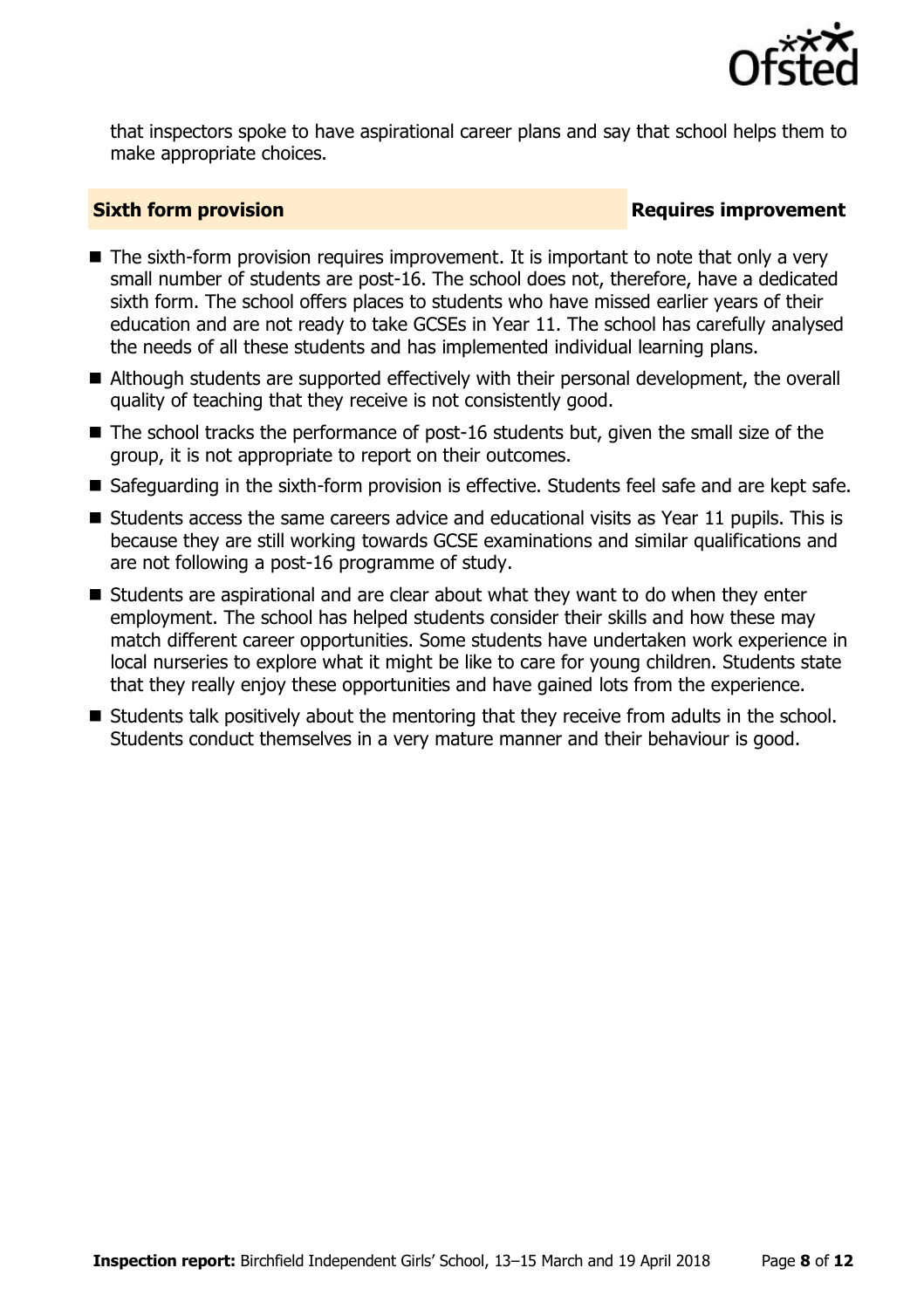that inspectors spoke to have aspirational career plans and say that school helps them to make appropriate choices.

### Sixth form provision — Requires improvement

- The sixth-form provision requires improvement. It is important to note that only a very small number of students are post-16. The school does not, therefore, have a dedicated sixth form. The school offers places to students who have missed earlier years of their education and are not ready to take GCSEs in Year 11. The school has carefully analysed the needs of all these students and has implemented individual learning plans.
- Although students are supported effectively with their personal development, the overall quality of teaching that they receive is not consistently good.
- The school tracks the performance of post-16 students but, given the small size of the group, it is not appropriate to report on their outcomes.
- Safeguarding in the sixth-form provision is effective. Students feel safe and are kept safe.
- Students access the same careers advice and educational visits as Year 11 pupils. This is because they are still working towards GCSE examinations and similar qualifications and are not following a post-16 programme of study.
- Students are aspirational and are clear about what they want to do when they enter employment. The school has helped students consider their skills and how these may match different career opportunities. Some students have undertaken work experience in local nurseries to explore what it might be like to care for young children. Students state that they really enjoy these opportunities and have gained lots from the experience.
- Students talk positively about the mentoring that they receive from adults in the school. Students conduct themselves in a very mature manner and their behaviour is good.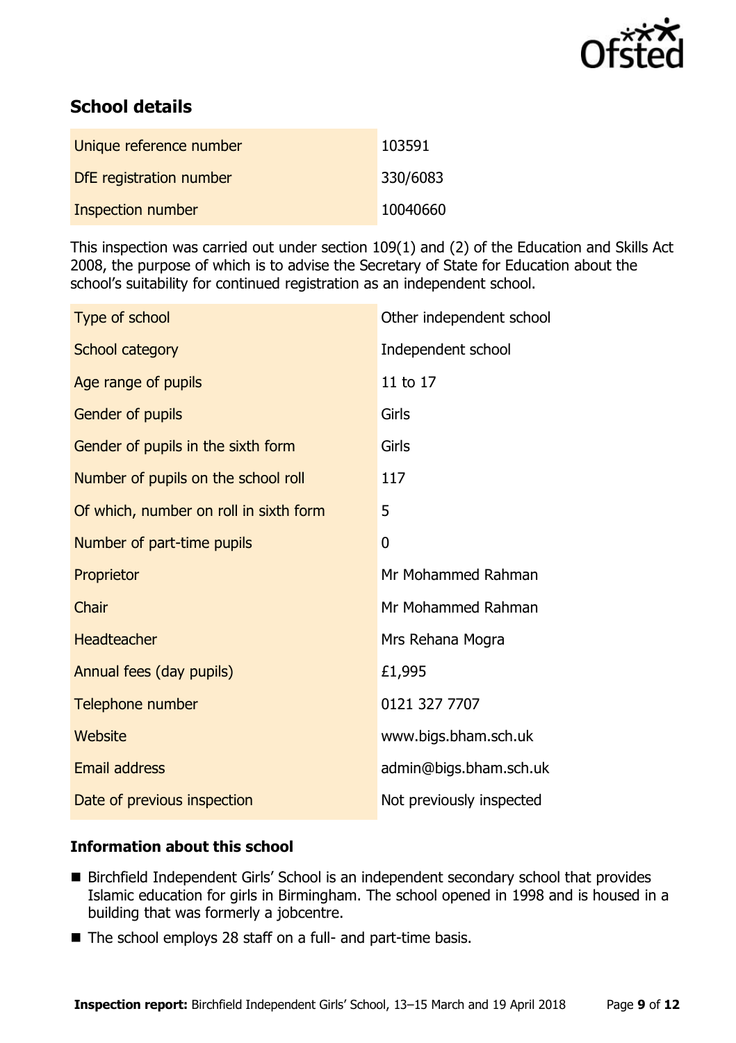## School details

| Unique reference number | 103591 |
| --- | --- |
| DfE registration number | 330/6083 |
| Inspection number | 10040660 |

This inspection was carried out under section 109(1) and (2) of the Education and Skills Act 2008, the purpose of which is to advise the Secretary of State for Education about the school's suitability for continued registration as an independent school.

| Type of school | Other independent school |
| --- | --- |
| School category | Independent school |
| Age range of pupils | 11 to 17 |
| Gender of pupils | Girls |
| Gender of pupils in the sixth form | Girls |
| Number of pupils on the school roll | 117 |
| Of which, number on roll in sixth form | 5 |
| Number of part-time pupils | 0 |
| Proprietor | Mr Mohammed Rahman |
| Chair | Mr Mohammed Rahman |
| Headteacher | Mrs Rehana Mogra |
| Annual fees (day pupils) | £1,995 |
| Telephone number | 0121 327 7707 |
| Website | www.bigs.bham.sch.uk |
| Email address | admin@bigs.bham.sch.uk |
| Date of previous inspection | Not previously inspected |

### Information about this school

- Birchfield Independent Girls' School is an independent secondary school that provides Islamic education for girls in Birmingham. The school opened in 1998 and is housed in a building that was formerly a jobcentre.
- The school employs 28 staff on a full- and part-time basis.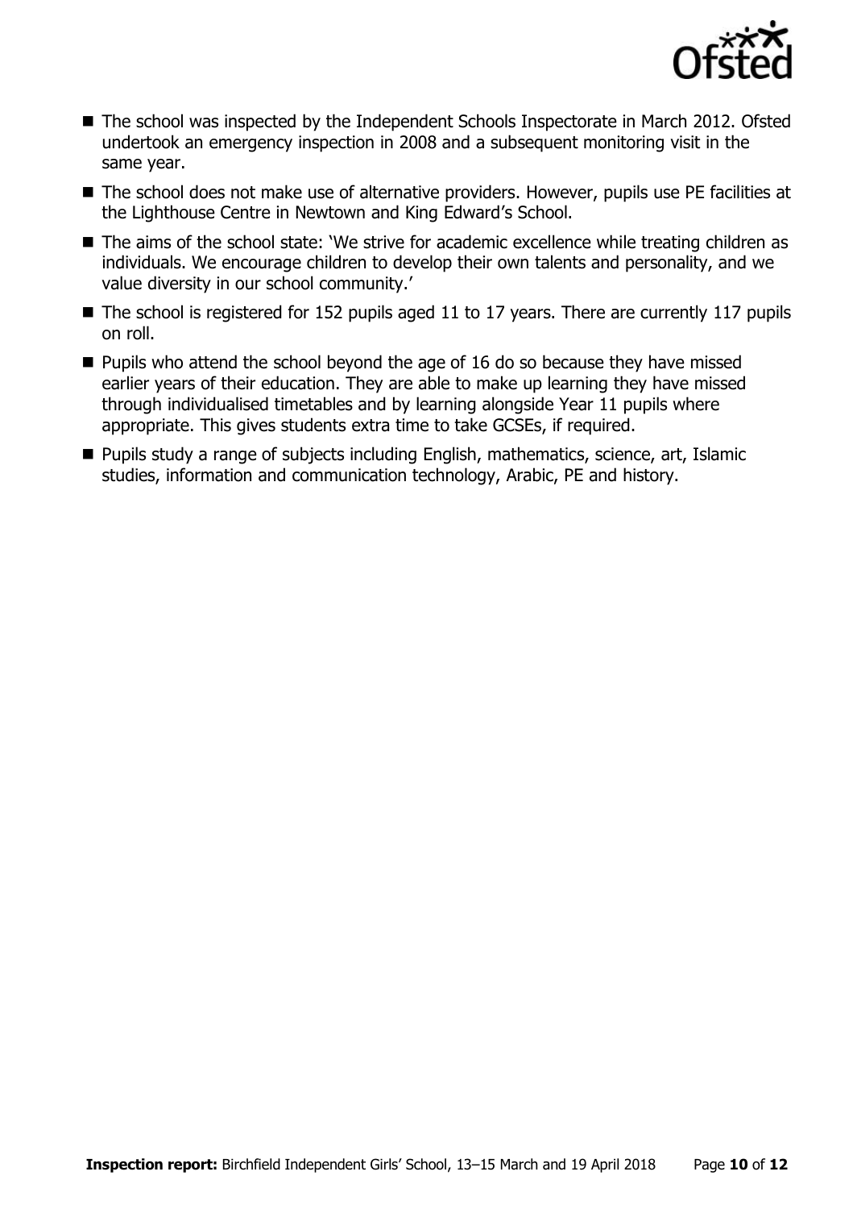- The school was inspected by the Independent Schools Inspectorate in March 2012. Ofsted undertook an emergency inspection in 2008 and a subsequent monitoring visit in the same year.
- The school does not make use of alternative providers. However, pupils use PE facilities at the Lighthouse Centre in Newtown and King Edward's School.
- The aims of the school state: 'We strive for academic excellence while treating children as individuals. We encourage children to develop their own talents and personality, and we value diversity in our school community.'
- The school is registered for 152 pupils aged 11 to 17 years. There are currently 117 pupils on roll.
- Pupils who attend the school beyond the age of 16 do so because they have missed earlier years of their education. They are able to make up learning they have missed through individualised timetables and by learning alongside Year 11 pupils where appropriate. This gives students extra time to take GCSEs, if required.
- Pupils study a range of subjects including English, mathematics, science, art, Islamic studies, information and communication technology, Arabic, PE and history.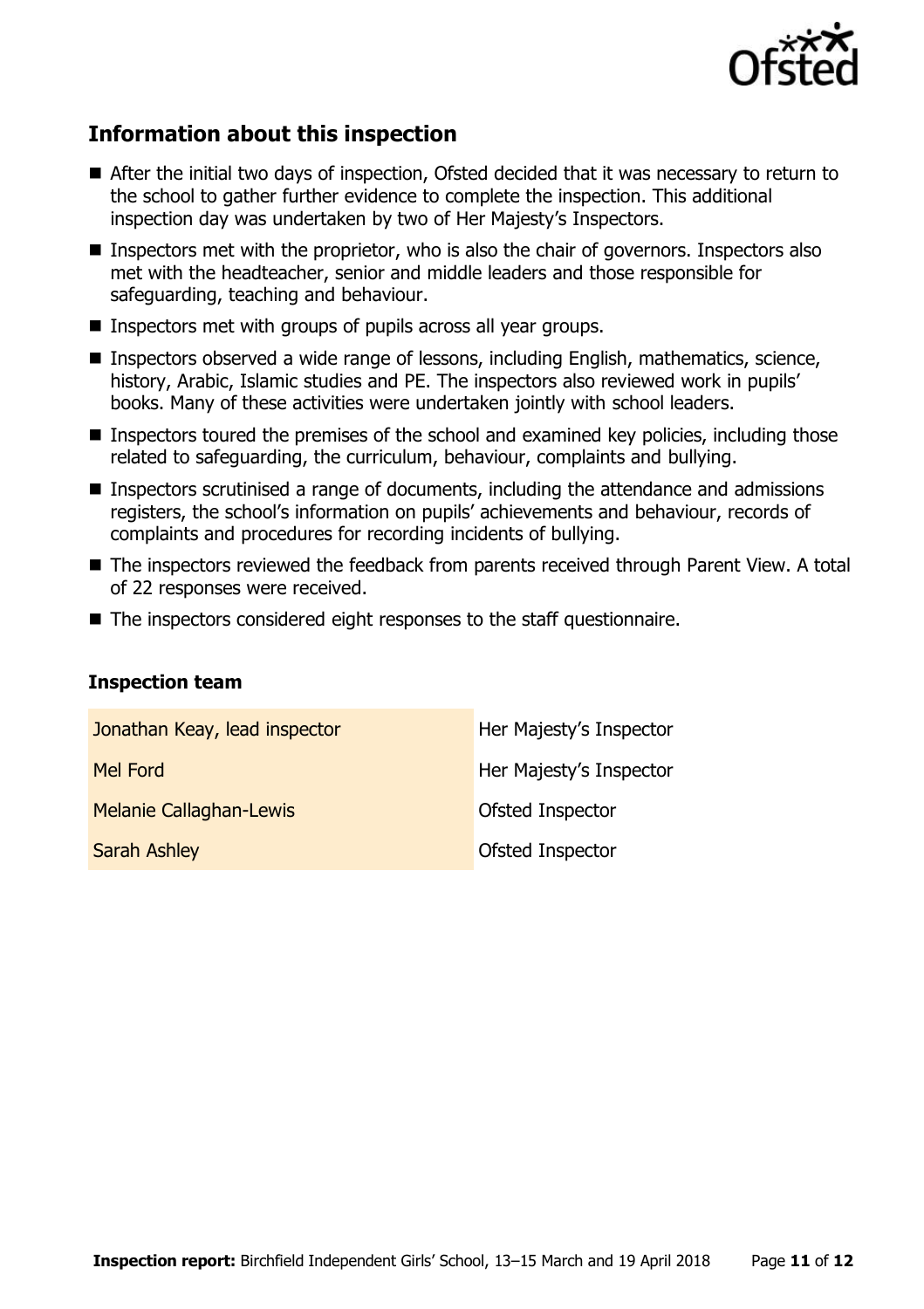## Information about this inspection

- After the initial two days of inspection, Ofsted decided that it was necessary to return to the school to gather further evidence to complete the inspection. This additional inspection day was undertaken by two of Her Majesty's Inspectors.
- Inspectors met with the proprietor, who is also the chair of governors. Inspectors also met with the headteacher, senior and middle leaders and those responsible for safeguarding, teaching and behaviour.
- Inspectors met with groups of pupils across all year groups.
- Inspectors observed a wide range of lessons, including English, mathematics, science, history, Arabic, Islamic studies and PE. The inspectors also reviewed work in pupils' books. Many of these activities were undertaken jointly with school leaders.
- Inspectors toured the premises of the school and examined key policies, including those related to safeguarding, the curriculum, behaviour, complaints and bullying.
- Inspectors scrutinised a range of documents, including the attendance and admissions registers, the school's information on pupils' achievements and behaviour, records of complaints and procedures for recording incidents of bullying.
- The inspectors reviewed the feedback from parents received through Parent View. A total of 22 responses were received.
- The inspectors considered eight responses to the staff questionnaire.

### Inspection team

| | |
|---|---|
| Jonathan Keay, lead inspector | Her Majesty's Inspector |
| Mel Ford | Her Majesty's Inspector |
| Melanie Callaghan-Lewis | Ofsted Inspector |
| Sarah Ashley | Ofsted Inspector |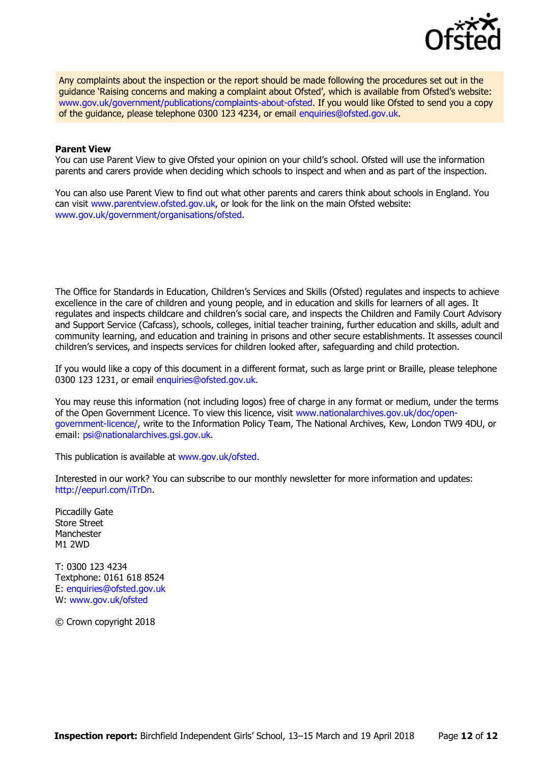Any complaints about the inspection or the report should be made following the procedures set out in the guidance 'Raising concerns and making a complaint about Ofsted', which is available from Ofsted's website: www.gov.uk/government/publications/complaints-about-ofsted. If you would like Ofsted to send you a copy of the guidance, please telephone 0300 123 4234, or email enquiries@ofsted.gov.uk.

**Parent View**

You can use Parent View to give Ofsted your opinion on your child's school. Ofsted will use the information parents and carers provide when deciding which schools to inspect and when and as part of the inspection.

You can also use Parent View to find out what other parents and carers think about schools in England. You can visit www.parentview.ofsted.gov.uk, or look for the link on the main Ofsted website: www.gov.uk/government/organisations/ofsted.

The Office for Standards in Education, Children's Services and Skills (Ofsted) regulates and inspects to achieve excellence in the care of children and young people, and in education and skills for learners of all ages. It regulates and inspects childcare and children's social care, and inspects the Children and Family Court Advisory and Support Service (Cafcass), schools, colleges, initial teacher training, further education and skills, adult and community learning, and education and training in prisons and other secure establishments. It assesses council children's services, and inspects services for children looked after, safeguarding and child protection.

If you would like a copy of this document in a different format, such as large print or Braille, please telephone 0300 123 1231, or email enquiries@ofsted.gov.uk.

You may reuse this information (not including logos) free of charge in any format or medium, under the terms of the Open Government Licence. To view this licence, visit www.nationalarchives.gov.uk/doc/open-government-licence/, write to the Information Policy Team, The National Archives, Kew, London TW9 4DU, or email: psi@nationalarchives.gsi.gov.uk.

This publication is available at www.gov.uk/ofsted.

Interested in our work? You can subscribe to our monthly newsletter for more information and updates: http://eepurl.com/iTrDn.

Piccadilly Gate
Store Street
Manchester
M1 2WD

T: 0300 123 4234
Textphone: 0161 618 8524
E: enquiries@ofsted.gov.uk
W: www.gov.uk/ofsted

© Crown copyright 2018